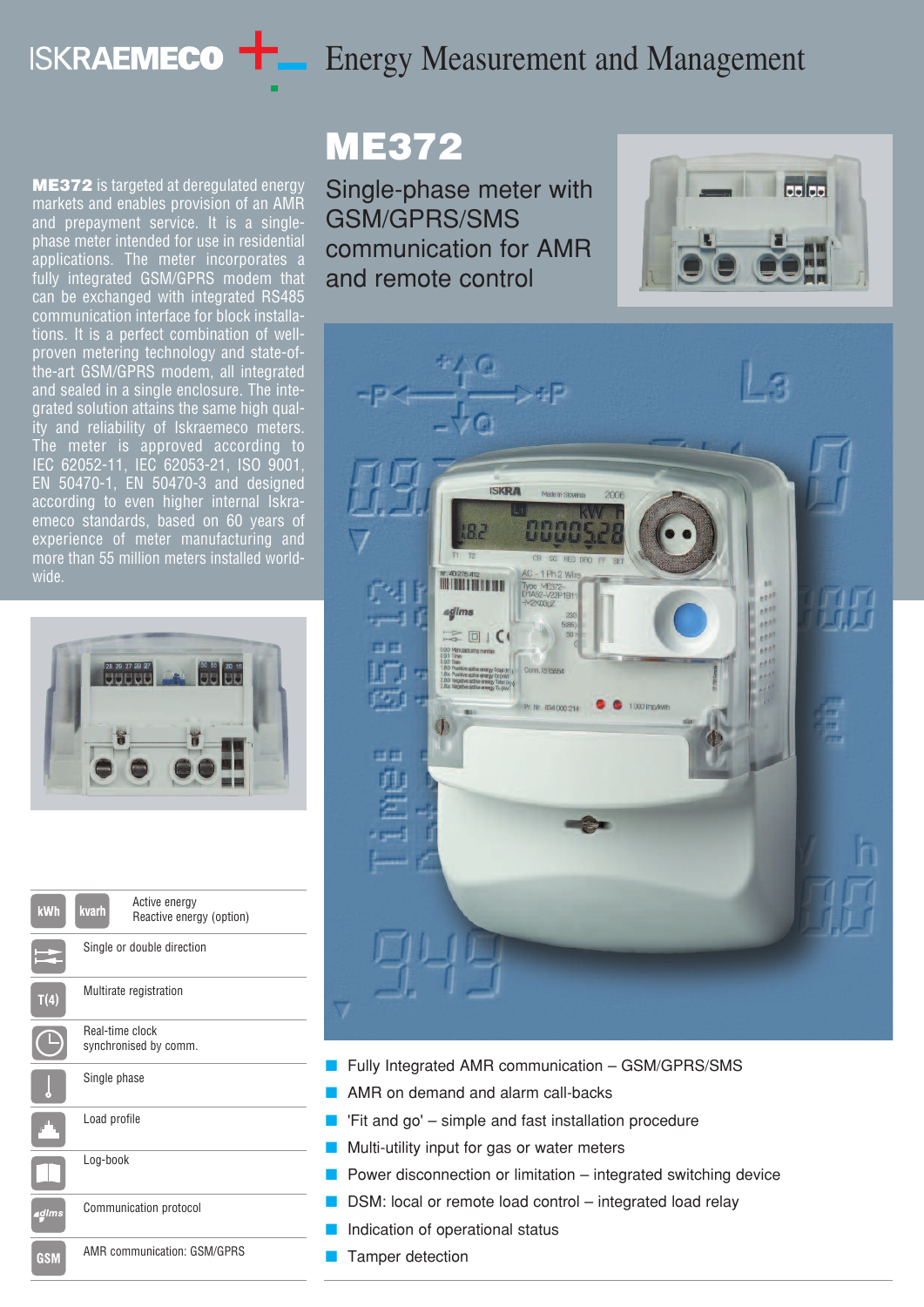# ME372

## Single-phase meter with GSM/GPRS/SMS communication for AMR and remote control

**ME372** is targeted at deregulated energy markets and enables provision of an AMR and prepayment service. It is a single-phase meter intended for use in residential applications. The meter incorporates a fully integrated GSM/GPRS modem that can be exchanged with integrated RS485 communication interface for block installations. It is a perfect combination of well-proven metering technology and state-of-the-art GSM/GPRS modem, all integrated and sealed in a single enclosure. The integrated solution attains the same high quality and reliability of Iskraemeco meters. The meter is approved according to IEC 62052-11, IEC 62053-21, ISO 9001, EN 50470-1, EN 50470-3 and designed according to even higher internal Iskraemeco standards, based on 60 years of experience of meter manufacturing and more than 55 million meters installed worldwide.

| | |
|---|---|
| kWh kvarh | Active energy<br>Reactive energy (option) |
| | Single or double direction |
| T(4) | Multirate registration |
| | Real-time clock synchronised by comm. |
| | Single phase |
| | Load profile |
| | Log-book |
| dlms | Communication protocol |
| GSM | AMR communication: GSM/GPRS |

- Fully Integrated AMR communication – GSM/GPRS/SMS
- AMR on demand and alarm call-backs
- 'Fit and go' – simple and fast installation procedure
- Multi-utility input for gas or water meters
- Power disconnection or limitation – integrated switching device
- DSM: local or remote load control – integrated load relay
- Indication of operational status
- Tamper detection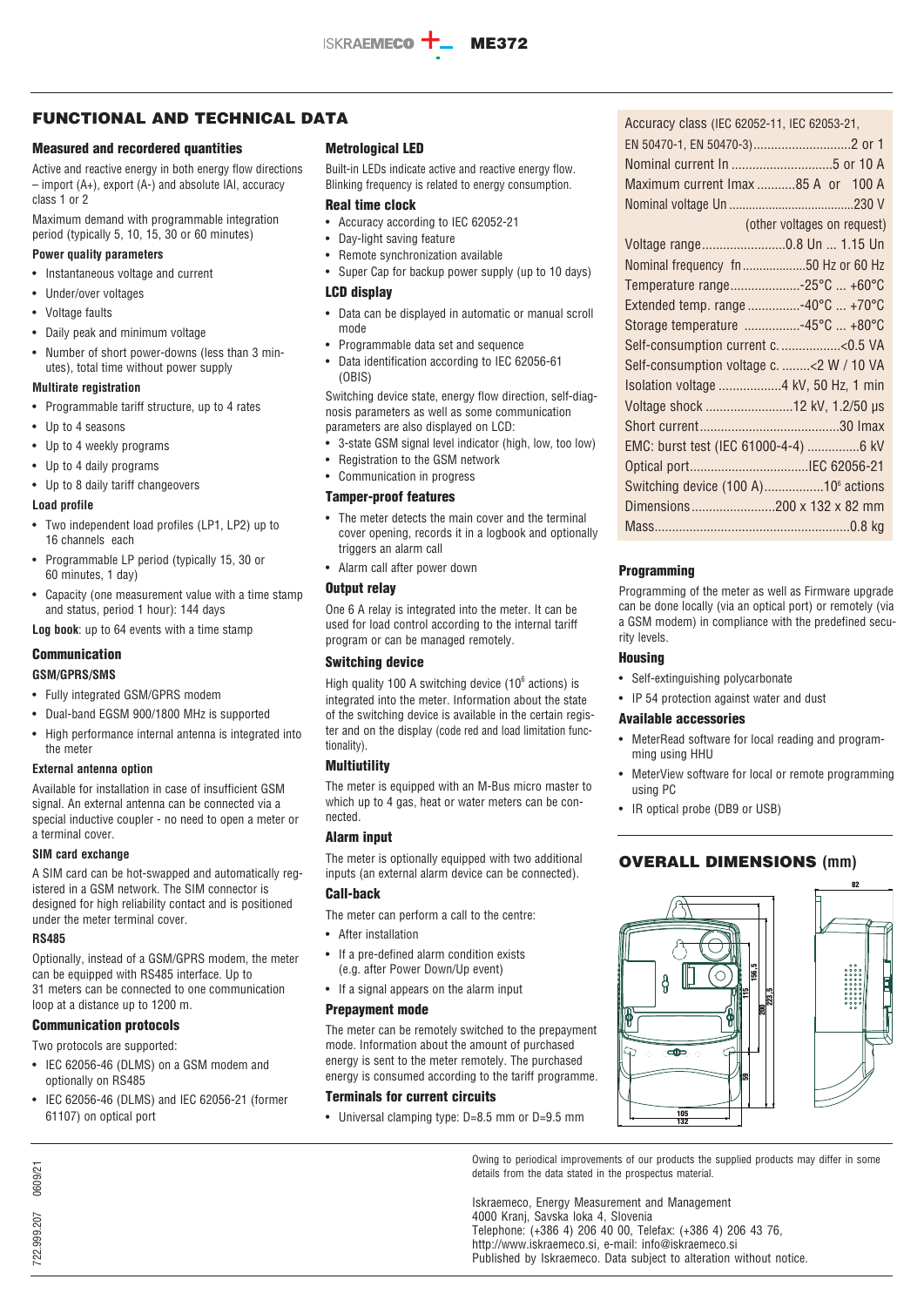# FUNCTIONAL AND TECHNICAL DATA

### Measured and recordered quantities

Active and reactive energy in both energy flow directions – import (A+), export (A-) and absolute IAI, accuracy class 1 or 2

Maximum demand with programmable integration period (typically 5, 10, 15, 30 or 60 minutes)

#### Power quality parameters

- Instantaneous voltage and current
- Under/over voltages
- Voltage faults
- Daily peak and minimum voltage
- Number of short power-downs (less than 3 minutes), total time without power supply

#### Multirate registration

- Programmable tariff structure, up to 4 rates
- Up to 4 seasons
- Up to 4 weekly programs
- Up to 4 daily programs
- Up to 8 daily tariff changeovers

#### Load profile

- Two independent load profiles (LP1, LP2) up to 16 channels each
- Programmable LP period (typically 15, 30 or 60 minutes, 1 day)
- Capacity (one measurement value with a time stamp and status, period 1 hour): 144 days

**Log book**: up to 64 events with a time stamp

### Communication

#### GSM/GPRS/SMS

- Fully integrated GSM/GPRS modem
- Dual-band EGSM 900/1800 MHz is supported
- High performance internal antenna is integrated into the meter

#### External antenna option

Available for installation in case of insufficient GSM signal. An external antenna can be connected via a special inductive coupler - no need to open a meter or a terminal cover.

#### SIM card exchange

A SIM card can be hot-swapped and automatically registered in a GSM network. The SIM connector is designed for high reliability contact and is positioned under the meter terminal cover.

#### RS485

Optionally, instead of a GSM/GPRS modem, the meter can be equipped with RS485 interface. Up to 31 meters can be connected to one communication loop at a distance up to 1200 m.

### Communication protocols

Two protocols are supported:

- IEC 62056-46 (DLMS) on a GSM modem and optionally on RS485
- IEC 62056-46 (DLMS) and IEC 62056-21 (former 61107) on optical port

### Metrological LED

Built-in LEDs indicate active and reactive energy flow. Blinking frequency is related to energy consumption.

### Real time clock

- Accuracy according to IEC 62052-21
- Day-light saving feature
- Remote synchronization available
- Super Cap for backup power supply (up to 10 days)

### LCD display

- Data can be displayed in automatic or manual scroll mode
- Programmable data set and sequence
- Data identification according to IEC 62056-61 (OBIS)

Switching device state, energy flow direction, self-diagnosis parameters as well as some communication parameters are also displayed on LCD:

- 3-state GSM signal level indicator (high, low, too low)
- Registration to the GSM network
- Communication in progress

### Tamper-proof features

- The meter detects the main cover and the terminal cover opening, records it in a logbook and optionally triggers an alarm call
- Alarm call after power down

### Output relay

One 6 A relay is integrated into the meter. It can be used for load control according to the internal tariff program or can be managed remotely.

### Switching device

High quality 100 A switching device ($10^6$ actions) is integrated into the meter. Information about the state of the switching device is available in the certain register and on the display (code red and load limitation functionality).

### Multiutility

The meter is equipped with an M-Bus micro master to which up to 4 gas, heat or water meters can be connected.

### Alarm input

The meter is optionally equipped with two additional inputs (an external alarm device can be connected).

### Call-back

The meter can perform a call to the centre:

- After installation
- If a pre-defined alarm condition exists (e.g. after Power Down/Up event)
- If a signal appears on the alarm input

### Prepayment mode

The meter can be remotely switched to the prepayment mode. Information about the amount of purchased energy is sent to the meter remotely. The purchased energy is consumed according to the tariff programme.

### Terminals for current circuits

- Universal clamping type: D=8.5 mm or D=9.5 mm

| | |
|---|---|
| Accuracy class (IEC 62052-11, IEC 62053-21, EN 50470-1, EN 50470-3) | 2 or 1 |
| Nominal current In | 5 or 10 A |
| Maximum current Imax | 85 A or 100 A |
| Nominal voltage Un | 230 V (other voltages on request) |
| Voltage range | 0.8 Un ... 1.15 Un |
| Nominal frequency fn | 50 Hz or 60 Hz |
| Temperature range | -25°C ... +60°C |
| Extended temp. range | -40°C ... +70°C |
| Storage temperature | -45°C ... +80°C |
| Self-consumption current c. | <0.5 VA |
| Self-consumption voltage c. | <2 W / 10 VA |
| Isolation voltage | 4 kV, 50 Hz, 1 min |
| Voltage shock | 12 kV, 1.2/50 µs |
| Short current | 30 Imax |
| EMC: burst test (IEC 61000-4-4) | 6 kV |
| Optical port | IEC 62056-21 |
| Switching device (100 A) | $10^6$ actions |
| Dimensions | 200 x 132 x 82 mm |
| Mass | 0.8 kg |

### Programming

Programming of the meter as well as Firmware upgrade can be done locally (via an optical port) or remotely (via a GSM modem) in compliance with the predefined security levels.

### Housing

- Self-extinguishing polycarbonate
- IP 54 protection against water and dust

### Available accessories

- MeterRead software for local reading and programming using HHU
- MeterView software for local or remote programming using PC
- IR optical probe (DB9 or USB)

## OVERALL DIMENSIONS (mm)

82

156.5
115
200
223.5
59
105
132

Owing to periodical improvements of our products the supplied products may differ in some details from the data stated in the prospectus material.

Iskraemeco, Energy Measurement and Management
4000 Kranj, Savska loka 4, Slovenia
Telephone: (+386 4) 206 40 00, Telefax: (+386 4) 206 43 76,
http://www.iskraemeco.si, e-mail: info@iskraemeco.si
Published by Iskraemeco. Data subject to alteration without notice.

722.999.207 0609/21